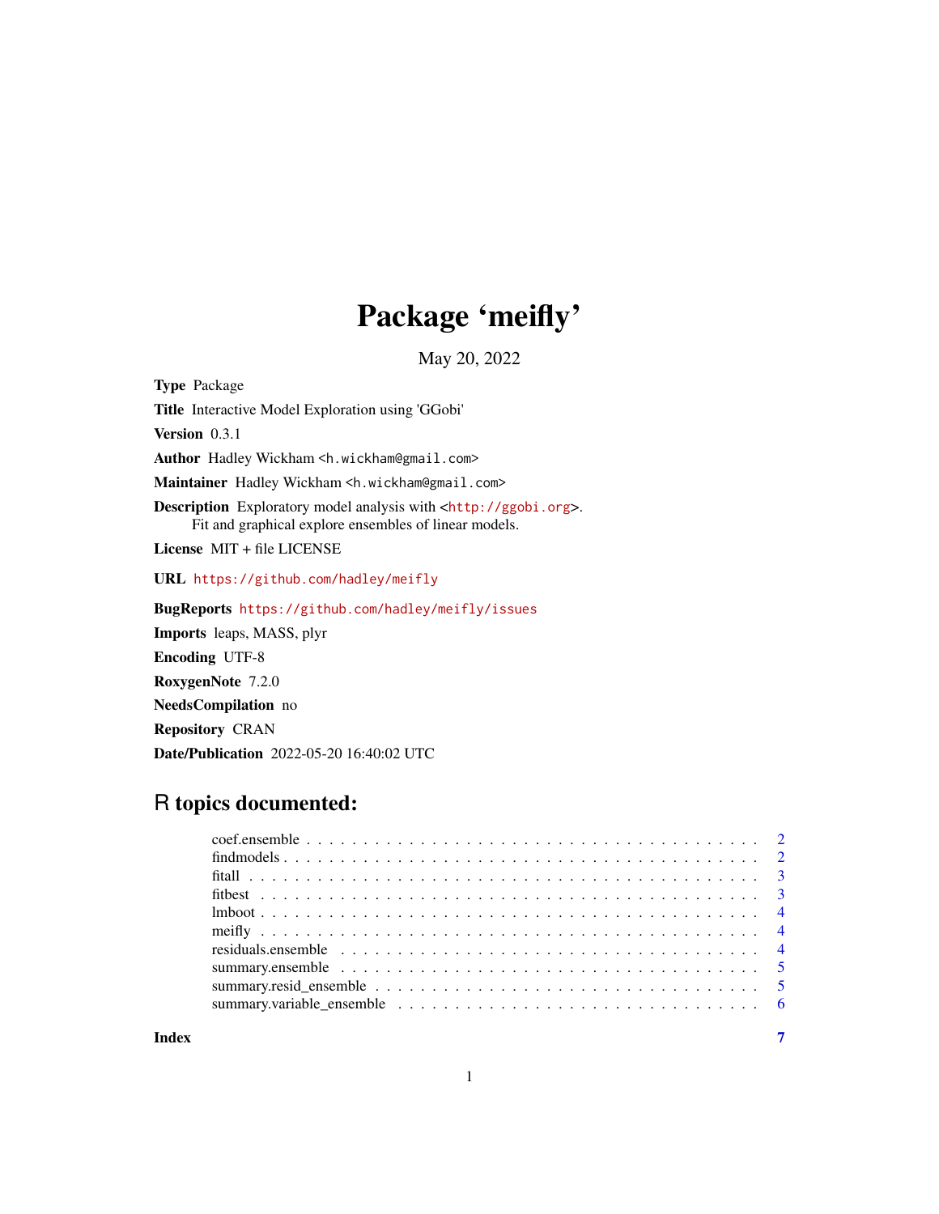# Package 'meifly'

May 20, 2022

**Type** Package

**Title** Interactive Model Exploration using 'GGobi'

**Version** 0.3.1

**Author** Hadley Wickham <h.wickham@gmail.com>

**Maintainer** Hadley Wickham <h.wickham@gmail.com>

**Description** Exploratory model analysis with <http://ggobi.org>.
Fit and graphical explore ensembles of linear models.

**License** MIT + file LICENSE

**URL** https://github.com/hadley/meifly

**BugReports** https://github.com/hadley/meifly/issues

**Imports** leaps, MASS, plyr

**Encoding** UTF-8

**RoxygenNote** 7.2.0

**NeedsCompilation** no

**Repository** CRAN

**Date/Publication** 2022-05-20 16:40:02 UTC

## R topics documented:

| | |
|---|---|
| coef.ensemble | 2 |
| findmodels | 2 |
| fitall | 3 |
| fitbest | 3 |
| lmboot | 4 |
| meifly | 4 |
| residuals.ensemble | 4 |
| summary.ensemble | 5 |
| summary.resid_ensemble | 5 |
| summary.variable_ensemble | 6 |
| **Index** | **7** |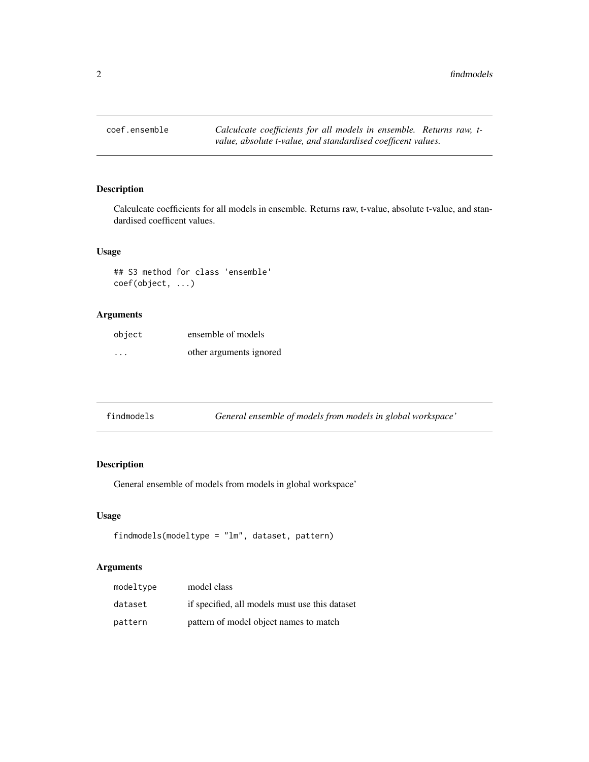## coef.ensemble

*Calculcate coefficients for all models in ensemble. Returns raw, t-value, absolute t-value, and standardised coefficent values.*

### Description

Calculcate coefficients for all models in ensemble. Returns raw, t-value, absolute t-value, and standardised coefficent values.

### Usage

```
## S3 method for class 'ensemble'
coef(object, ...)
```

### Arguments

| | |
|---|---|
| `object` | ensemble of models |
| `...` | other arguments ignored |

## findmodels

*General ensemble of models from models in global workspace'*

### Description

General ensemble of models from models in global workspace'

### Usage

```
findmodels(modeltype = "lm", dataset, pattern)
```

### Arguments

| | |
|---|---|
| `modeltype` | model class |
| `dataset` | if specified, all models must use this dataset |
| `pattern` | pattern of model object names to match |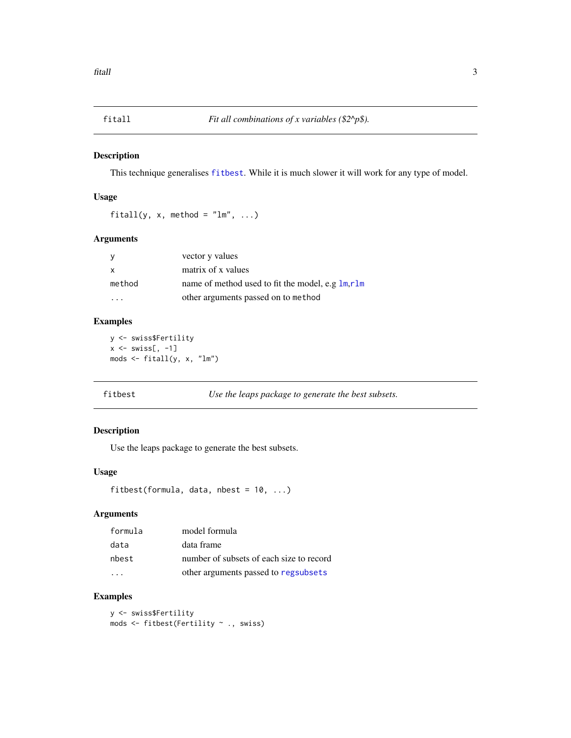## fitall — *Fit all combinations of x variables ($2^p$).*

### Description

This technique generalises fitbest. While it is much slower it will work for any type of model.

### Usage

```
fitall(y, x, method = "lm", ...)
```

### Arguments

| | |
|---|---|
| y | vector y values |
| x | matrix of x values |
| method | name of method used to fit the model, e.g lm,rlm |
| ... | other arguments passed on to method |

### Examples

```
y <- swiss$Fertility
x <- swiss[, -1]
mods <- fitall(y, x, "lm")
```

## fitbest — *Use the leaps package to generate the best subsets.*

### Description

Use the leaps package to generate the best subsets.

### Usage

```
fitbest(formula, data, nbest = 10, ...)
```

### Arguments

| | |
|---|---|
| formula | model formula |
| data | data frame |
| nbest | number of subsets of each size to record |
| ... | other arguments passed to regsubsets |

### Examples

```
y <- swiss$Fertility
mods <- fitbest(Fertility ~ ., swiss)
```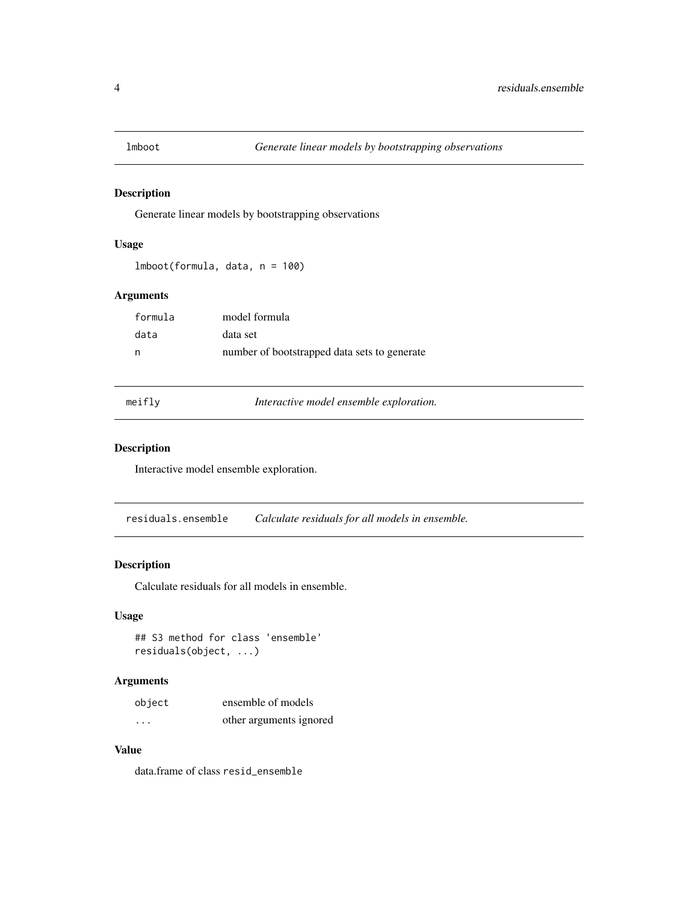## lmboot — *Generate linear models by bootstrapping observations*

### Description

Generate linear models by bootstrapping observations

### Usage

```
lmboot(formula, data, n = 100)
```

### Arguments

| | |
|---|---|
| formula | model formula |
| data | data set |
| n | number of bootstrapped data sets to generate |

## meifly — *Interactive model ensemble exploration.*

### Description

Interactive model ensemble exploration.

## residuals.ensemble — *Calculate residuals for all models in ensemble.*

### Description

Calculate residuals for all models in ensemble.

### Usage

```
## S3 method for class 'ensemble'
residuals(object, ...)
```

### Arguments

| | |
|---|---|
| object | ensemble of models |
| ... | other arguments ignored |

### Value

data.frame of class `resid_ensemble`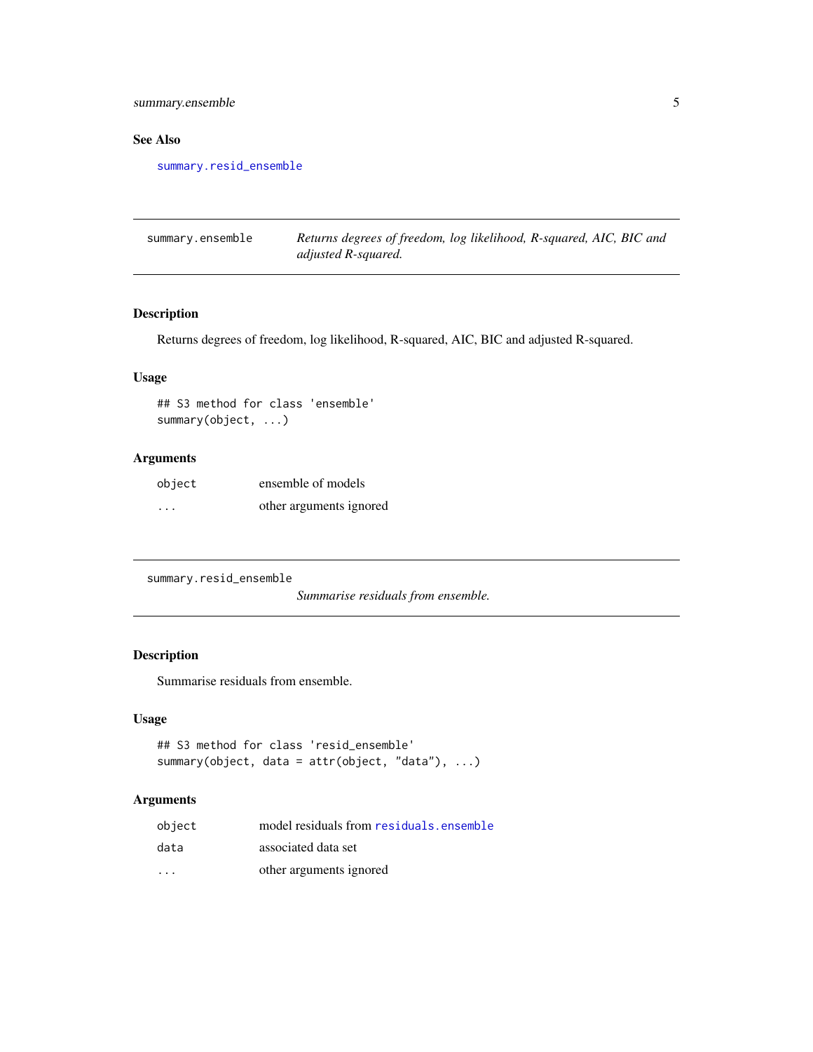### See Also

`summary.resid_ensemble`

---

## summary.ensemble — *Returns degrees of freedom, log likelihood, R-squared, AIC, BIC and adjusted R-squared.*

### Description

Returns degrees of freedom, log likelihood, R-squared, AIC, BIC and adjusted R-squared.

### Usage

```
## S3 method for class 'ensemble'
summary(object, ...)
```

### Arguments

| | |
|---|---|
| `object` | ensemble of models |
| `...` | other arguments ignored |

---

## summary.resid_ensemble — *Summarise residuals from ensemble.*

### Description

Summarise residuals from ensemble.

### Usage

```
## S3 method for class 'resid_ensemble'
summary(object, data = attr(object, "data"), ...)
```

### Arguments

| | |
|---|---|
| `object` | model residuals from `residuals.ensemble` |
| `data` | associated data set |
| `...` | other arguments ignored |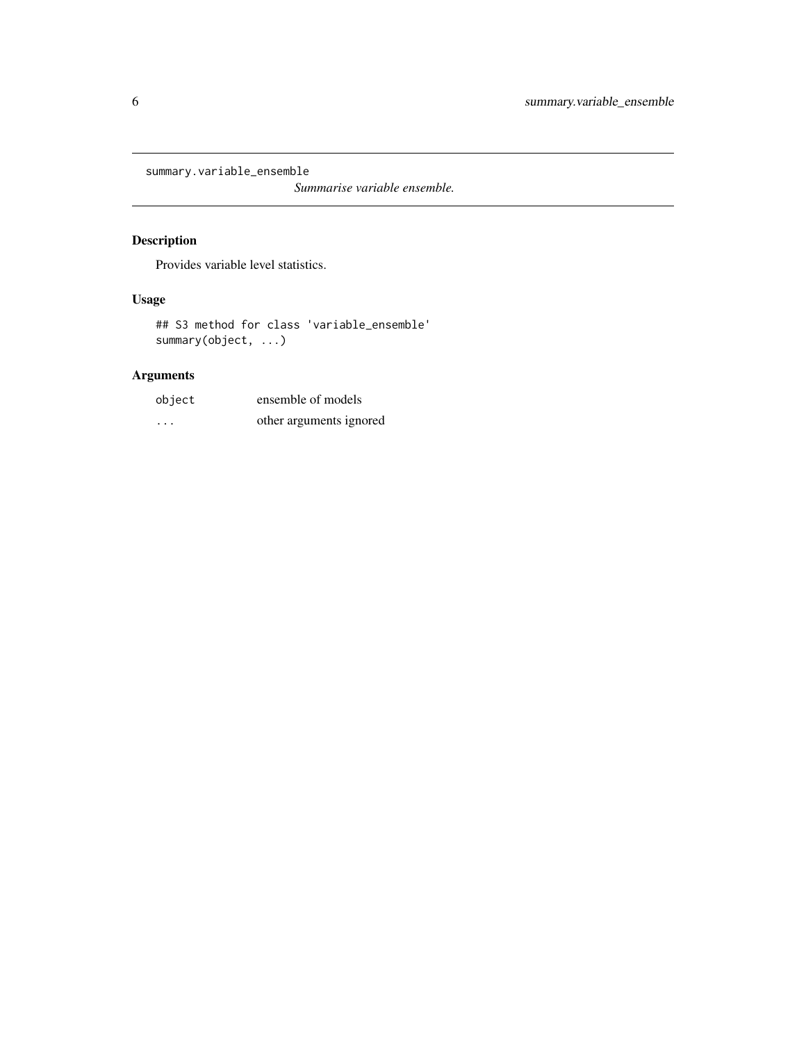`summary.variable_ensemble` *Summarise variable ensemble.*

## Description

Provides variable level statistics.

## Usage

```
## S3 method for class 'variable_ensemble'
summary(object, ...)
```

## Arguments

| | |
|---|---|
| `object` | ensemble of models |
| `...` | other arguments ignored |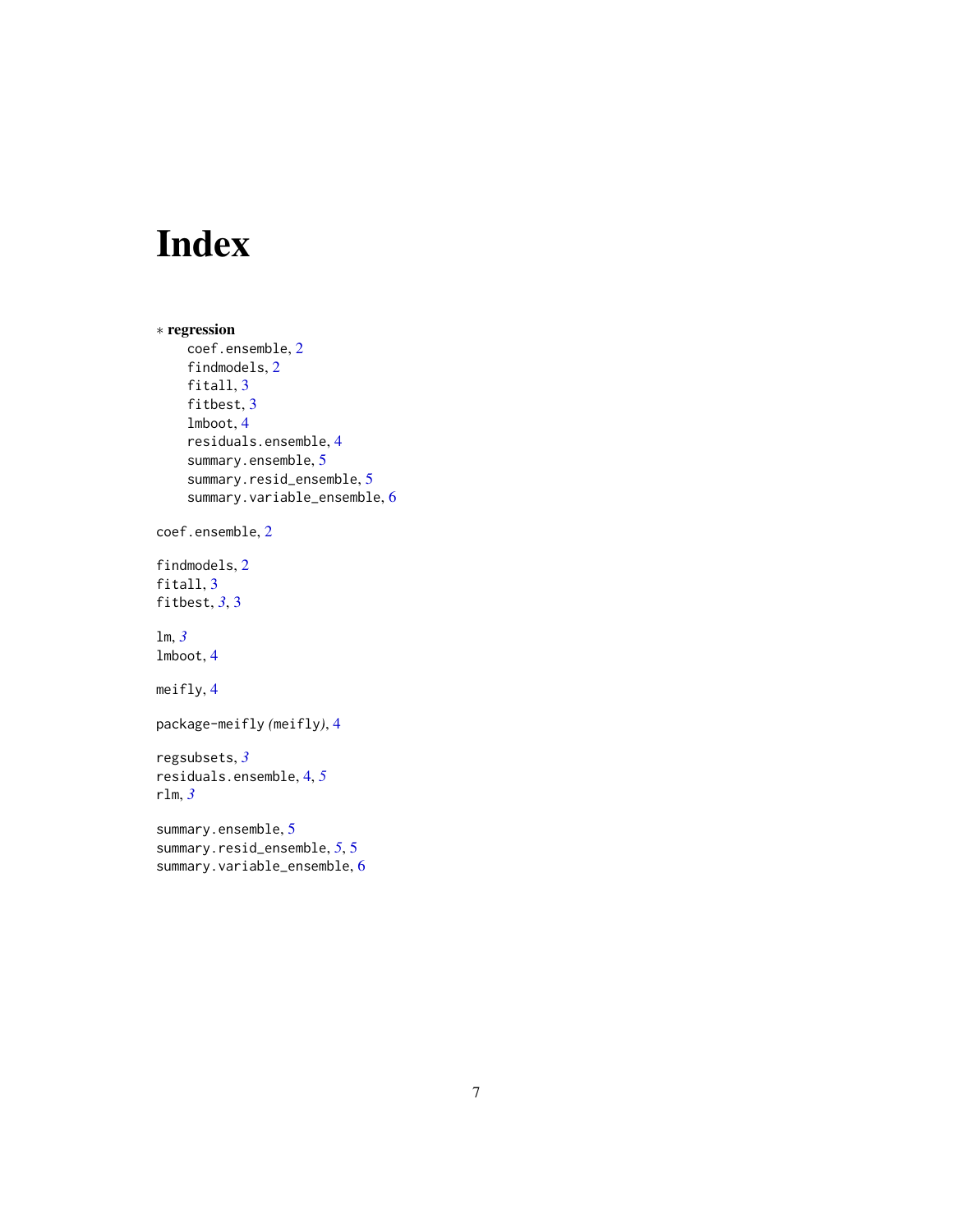# Index

∗ **regression**

  coef.ensemble, 2
  findmodels, 2
  fitall, 3
  fitbest, 3
  lmboot, 4
  residuals.ensemble, 4
  summary.ensemble, 5
  summary.resid_ensemble, 5
  summary.variable_ensemble, 6

coef.ensemble, 2

findmodels, 2
fitall, 3
fitbest, *3*, 3

lm, *3*
lmboot, 4

meifly, 4

package-meifly *(*meifly*)*, 4

regsubsets, *3*
residuals.ensemble, 4, *5*
rlm, *3*

summary.ensemble, 5
summary.resid_ensemble, *5*, 5
summary.variable_ensemble, 6